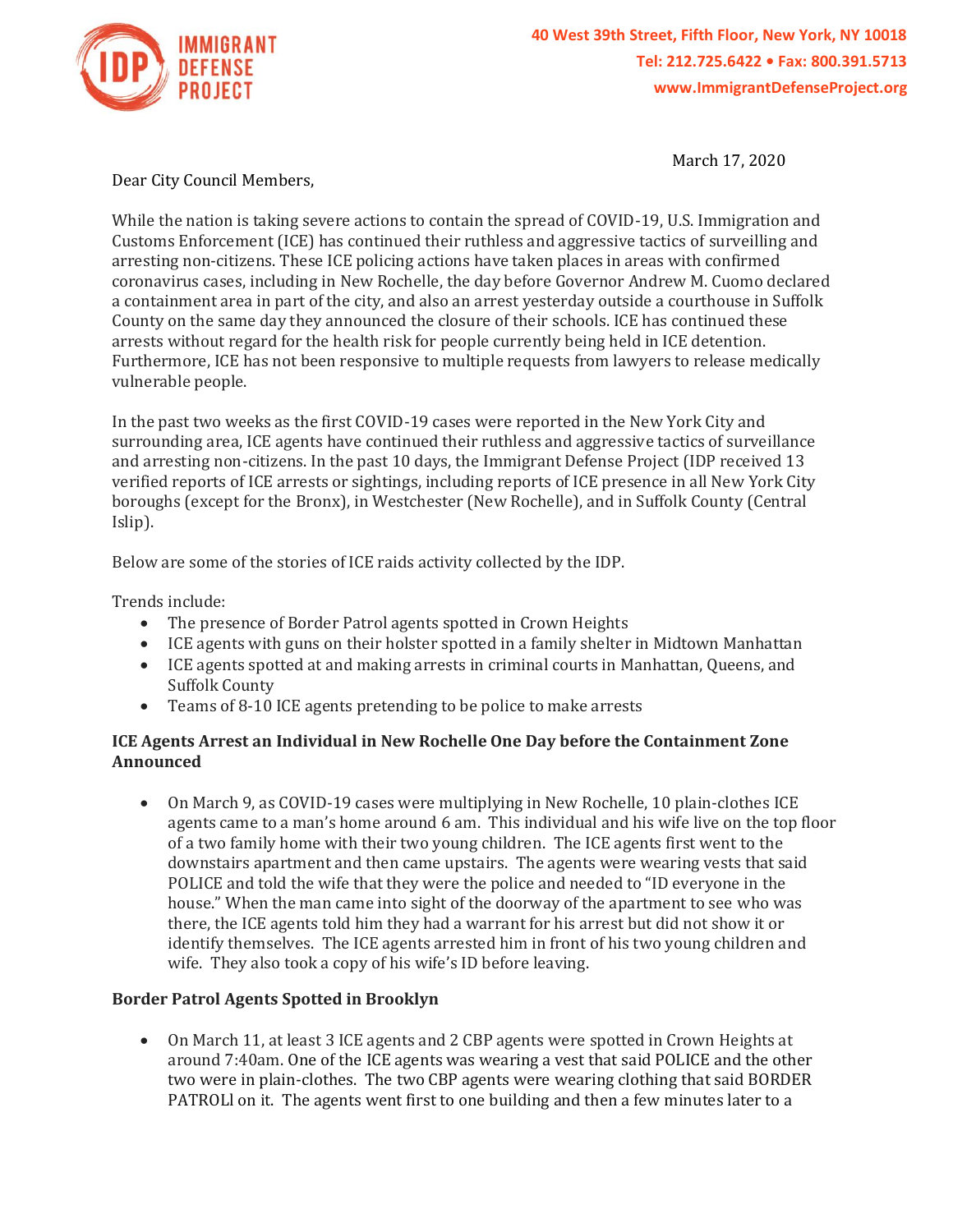IMMIGRANT DEFENSE PROJECT

40 West 39th Street, Fifth Floor, New York, NY 10018
Tel: 212.725.6422 • Fax: 800.391.5713
www.ImmigrantDefenseProject.org

March 17, 2020

Dear City Council Members,

While the nation is taking severe actions to contain the spread of COVID-19, U.S. Immigration and Customs Enforcement (ICE) has continued their ruthless and aggressive tactics of surveilling and arresting non-citizens. These ICE policing actions have taken places in areas with confirmed coronavirus cases, including in New Rochelle, the day before Governor Andrew M. Cuomo declared a containment area in part of the city, and also an arrest yesterday outside a courthouse in Suffolk County on the same day they announced the closure of their schools. ICE has continued these arrests without regard for the health risk for people currently being held in ICE detention. Furthermore, ICE has not been responsive to multiple requests from lawyers to release medically vulnerable people.

In the past two weeks as the first COVID-19 cases were reported in the New York City and surrounding area, ICE agents have continued their ruthless and aggressive tactics of surveillance and arresting non-citizens. In the past 10 days, the Immigrant Defense Project (IDP received 13 verified reports of ICE arrests or sightings, including reports of ICE presence in all New York City boroughs (except for the Bronx), in Westchester (New Rochelle), and in Suffolk County (Central Islip).

Below are some of the stories of ICE raids activity collected by the IDP.

Trends include:

- The presence of Border Patrol agents spotted in Crown Heights
- ICE agents with guns on their holster spotted in a family shelter in Midtown Manhattan
- ICE agents spotted at and making arrests in criminal courts in Manhattan, Queens, and Suffolk County
- Teams of 8-10 ICE agents pretending to be police to make arrests

**ICE Agents Arrest an Individual in New Rochelle One Day before the Containment Zone Announced**

- On March 9, as COVID-19 cases were multiplying in New Rochelle, 10 plain-clothes ICE agents came to a man's home around 6 am. This individual and his wife live on the top floor of a two family home with their two young children. The ICE agents first went to the downstairs apartment and then came upstairs. The agents were wearing vests that said POLICE and told the wife that they were the police and needed to "ID everyone in the house." When the man came into sight of the doorway of the apartment to see who was there, the ICE agents told him they had a warrant for his arrest but did not show it or identify themselves. The ICE agents arrested him in front of his two young children and wife. They also took a copy of his wife's ID before leaving.

**Border Patrol Agents Spotted in Brooklyn**

- On March 11, at least 3 ICE agents and 2 CBP agents were spotted in Crown Heights at around 7:40am. One of the ICE agents was wearing a vest that said POLICE and the other two were in plain-clothes. The two CBP agents were wearing clothing that said BORDER PATROLl on it. The agents went first to one building and then a few minutes later to a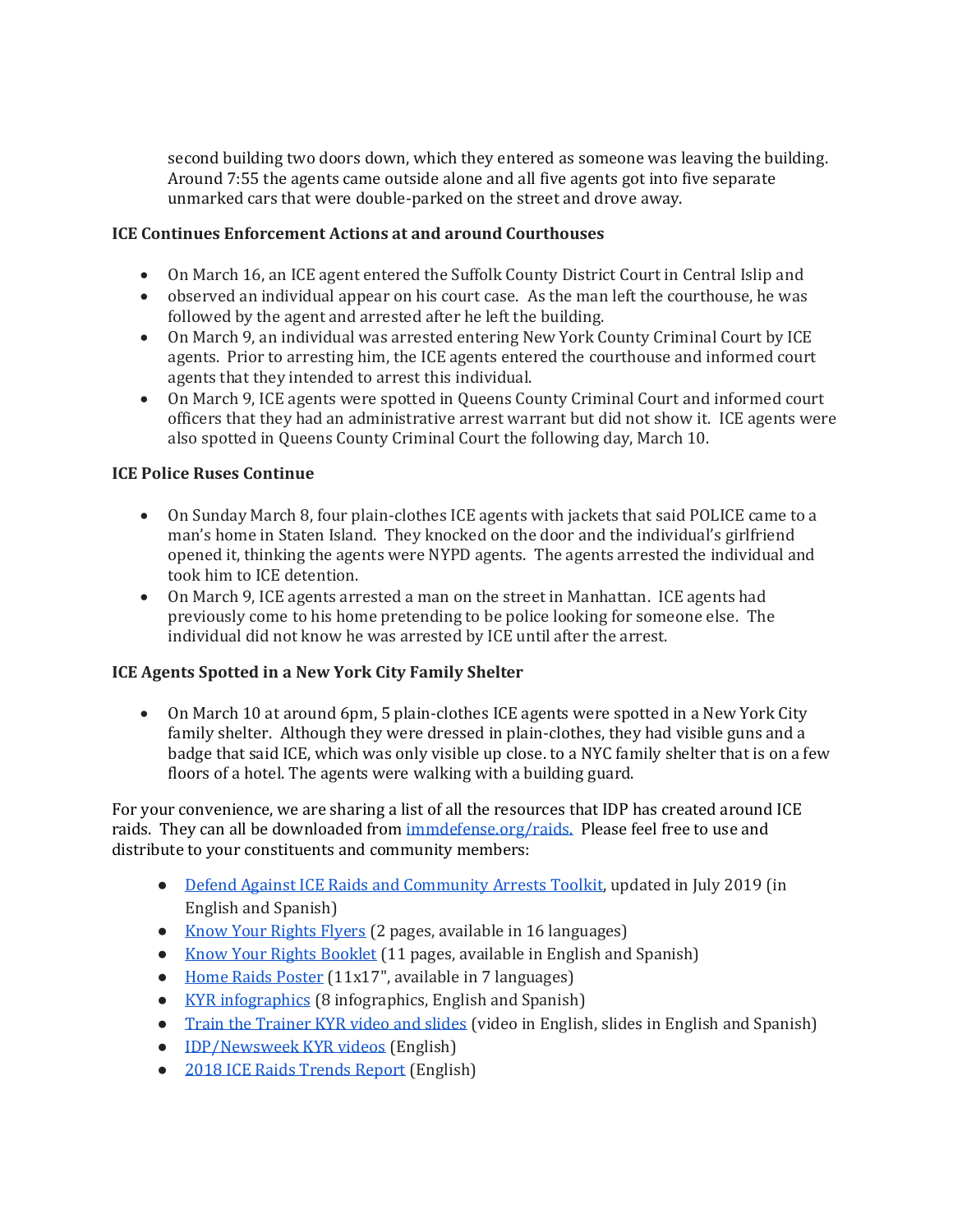second building two doors down, which they entered as someone was leaving the building. Around 7:55 the agents came outside alone and all five agents got into five separate unmarked cars that were double-parked on the street and drove away.

**ICE Continues Enforcement Actions at and around Courthouses**

- On March 16, an ICE agent entered the Suffolk County District Court in Central Islip and
- observed an individual appear on his court case. As the man left the courthouse, he was followed by the agent and arrested after he left the building.
- On March 9, an individual was arrested entering New York County Criminal Court by ICE agents. Prior to arresting him, the ICE agents entered the courthouse and informed court agents that they intended to arrest this individual.
- On March 9, ICE agents were spotted in Queens County Criminal Court and informed court officers that they had an administrative arrest warrant but did not show it. ICE agents were also spotted in Queens County Criminal Court the following day, March 10.

**ICE Police Ruses Continue**

- On Sunday March 8, four plain-clothes ICE agents with jackets that said POLICE came to a man's home in Staten Island. They knocked on the door and the individual's girlfriend opened it, thinking the agents were NYPD agents. The agents arrested the individual and took him to ICE detention.
- On March 9, ICE agents arrested a man on the street in Manhattan. ICE agents had previously come to his home pretending to be police looking for someone else. The individual did not know he was arrested by ICE until after the arrest.

**ICE Agents Spotted in a New York City Family Shelter**

- On March 10 at around 6pm, 5 plain-clothes ICE agents were spotted in a New York City family shelter. Although they were dressed in plain-clothes, they had visible guns and a badge that said ICE, which was only visible up close. to a NYC family shelter that is on a few floors of a hotel. The agents were walking with a building guard.

For your convenience, we are sharing a list of all the resources that IDP has created around ICE raids. They can all be downloaded from immdefense.org/raids. Please feel free to use and distribute to your constituents and community members:

- Defend Against ICE Raids and Community Arrests Toolkit, updated in July 2019 (in English and Spanish)
- Know Your Rights Flyers (2 pages, available in 16 languages)
- Know Your Rights Booklet (11 pages, available in English and Spanish)
- Home Raids Poster (11x17", available in 7 languages)
- KYR infographics (8 infographics, English and Spanish)
- Train the Trainer KYR video and slides (video in English, slides in English and Spanish)
- IDP/Newsweek KYR videos (English)
- 2018 ICE Raids Trends Report (English)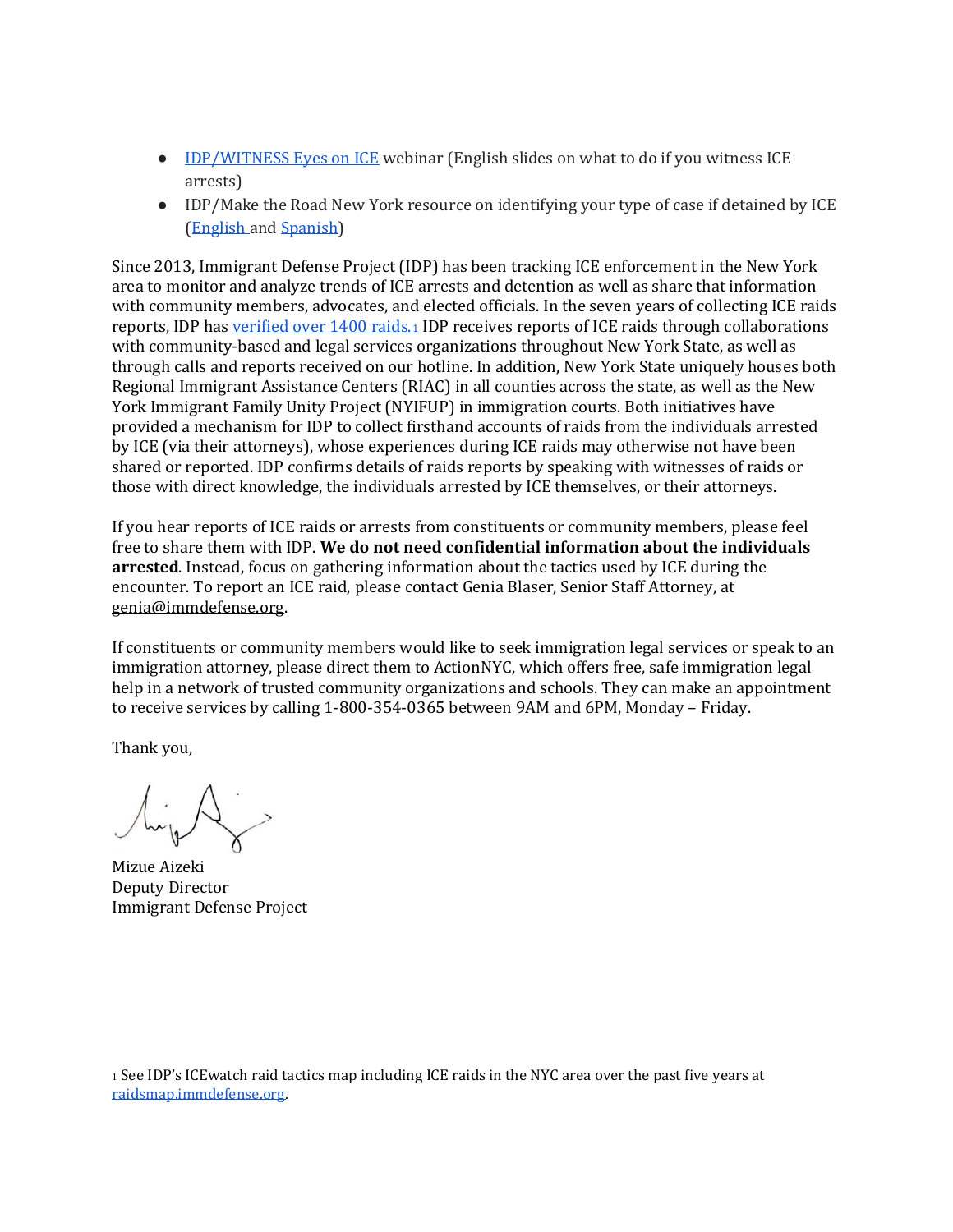- IDP/WITNESS Eyes on ICE webinar (English slides on what to do if you witness ICE arrests)
- IDP/Make the Road New York resource on identifying your type of case if detained by ICE (English and Spanish)

Since 2013, Immigrant Defense Project (IDP) has been tracking ICE enforcement in the New York area to monitor and analyze trends of ICE arrests and detention as well as share that information with community members, advocates, and elected officials. In the seven years of collecting ICE raids reports, IDP has verified over 1400 raids.[1] IDP receives reports of ICE raids through collaborations with community-based and legal services organizations throughout New York State, as well as through calls and reports received on our hotline. In addition, New York State uniquely houses both Regional Immigrant Assistance Centers (RIAC) in all counties across the state, as well as the New York Immigrant Family Unity Project (NYIFUP) in immigration courts. Both initiatives have provided a mechanism for IDP to collect firsthand accounts of raids from the individuals arrested by ICE (via their attorneys), whose experiences during ICE raids may otherwise not have been shared or reported. IDP confirms details of raids reports by speaking with witnesses of raids or those with direct knowledge, the individuals arrested by ICE themselves, or their attorneys.

If you hear reports of ICE raids or arrests from constituents or community members, please feel free to share them with IDP. **We do not need confidential information about the individuals arrested**. Instead, focus on gathering information about the tactics used by ICE during the encounter. To report an ICE raid, please contact Genia Blaser, Senior Staff Attorney, at genia@immdefense.org.

If constituents or community members would like to seek immigration legal services or speak to an immigration attorney, please direct them to ActionNYC, which offers free, safe immigration legal help in a network of trusted community organizations and schools. They can make an appointment to receive services by calling 1-800-354-0365 between 9AM and 6PM, Monday – Friday.

Thank you,

Mizue Aizeki
Deputy Director
Immigrant Defense Project

[1] See IDP's ICEwatch raid tactics map including ICE raids in the NYC area over the past five years at raidsmap.immdefense.org.